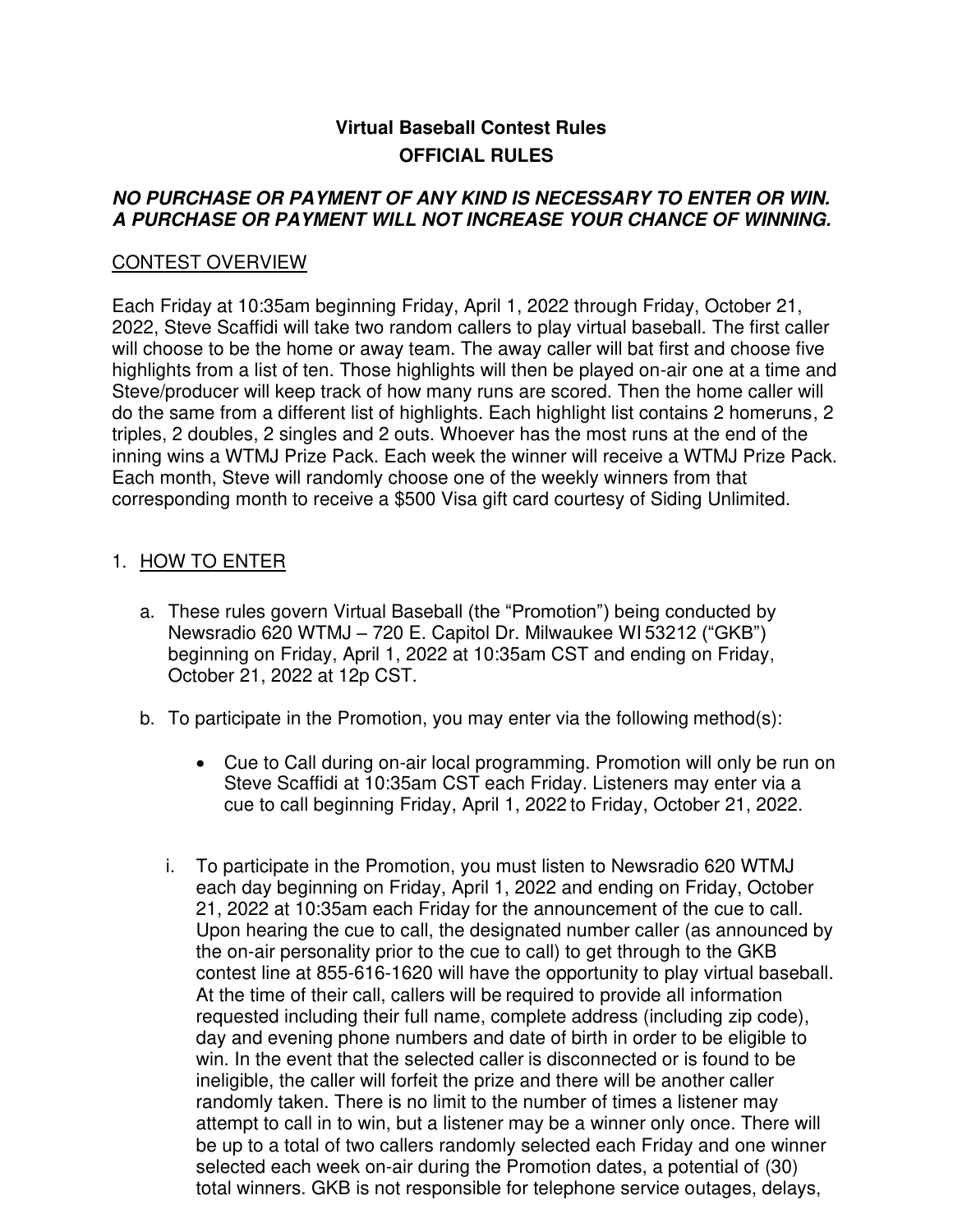# Virtual Baseball Contest Rules

## OFFICIAL RULES

***NO PURCHASE OR PAYMENT OF ANY KIND IS NECESSARY TO ENTER OR WIN. A PURCHASE OR PAYMENT WILL NOT INCREASE YOUR CHANCE OF WINNING.***

### CONTEST OVERVIEW

Each Friday at 10:35am beginning Friday, April 1, 2022 through Friday, October 21, 2022, Steve Scaffidi will take two random callers to play virtual baseball. The first caller will choose to be the home or away team. The away caller will bat first and choose five highlights from a list of ten. Those highlights will then be played on-air one at a time and Steve/producer will keep track of how many runs are scored. Then the home caller will do the same from a different list of highlights. Each highlight list contains 2 homeruns, 2 triples, 2 doubles, 2 singles and 2 outs. Whoever has the most runs at the end of the inning wins a WTMJ Prize Pack. Each week the winner will receive a WTMJ Prize Pack. Each month, Steve will randomly choose one of the weekly winners from that corresponding month to receive a $500 Visa gift card courtesy of Siding Unlimited.

1. HOW TO ENTER

   a. These rules govern Virtual Baseball (the "Promotion") being conducted by Newsradio 620 WTMJ – 720 E. Capitol Dr. Milwaukee WI 53212 ("GKB") beginning on Friday, April 1, 2022 at 10:35am CST and ending on Friday, October 21, 2022 at 12p CST.

   b. To participate in the Promotion, you may enter via the following method(s):

      - Cue to Call during on-air local programming. Promotion will only be run on Steve Scaffidi at 10:35am CST each Friday. Listeners may enter via a cue to call beginning Friday, April 1, 2022 to Friday, October 21, 2022.

      i. To participate in the Promotion, you must listen to Newsradio 620 WTMJ each day beginning on Friday, April 1, 2022 and ending on Friday, October 21, 2022 at 10:35am each Friday for the announcement of the cue to call. Upon hearing the cue to call, the designated number caller (as announced by the on-air personality prior to the cue to call) to get through to the GKB contest line at 855-616-1620 will have the opportunity to play virtual baseball. At the time of their call, callers will be required to provide all information requested including their full name, complete address (including zip code), day and evening phone numbers and date of birth in order to be eligible to win. In the event that the selected caller is disconnected or is found to be ineligible, the caller will forfeit the prize and there will be another caller randomly taken. There is no limit to the number of times a listener may attempt to call in to win, but a listener may be a winner only once. There will be up to a total of two callers randomly selected each Friday and one winner selected each week on-air during the Promotion dates, a potential of (30) total winners. GKB is not responsible for telephone service outages, delays,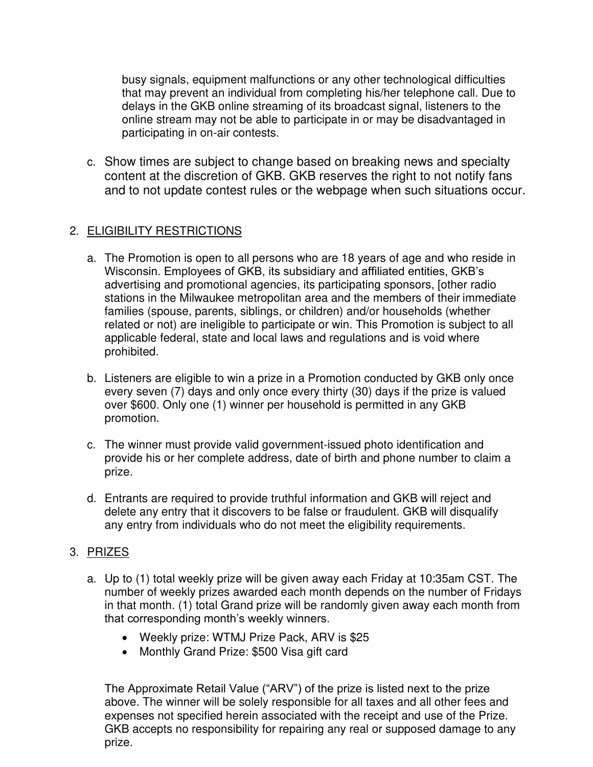busy signals, equipment malfunctions or any other technological difficulties that may prevent an individual from completing his/her telephone call. Due to delays in the GKB online streaming of its broadcast signal, listeners to the online stream may not be able to participate in or may be disadvantaged in participating in on-air contests.

c. Show times are subject to change based on breaking news and specialty content at the discretion of GKB. GKB reserves the right to not notify fans and to not update contest rules or the webpage when such situations occur.

2. ELIGIBILITY RESTRICTIONS

a. The Promotion is open to all persons who are 18 years of age and who reside in Wisconsin. Employees of GKB, its subsidiary and affiliated entities, GKB's advertising and promotional agencies, its participating sponsors, [other radio stations in the Milwaukee metropolitan area and the members of their immediate families (spouse, parents, siblings, or children) and/or households (whether related or not) are ineligible to participate or win. This Promotion is subject to all applicable federal, state and local laws and regulations and is void where prohibited.

b. Listeners are eligible to win a prize in a Promotion conducted by GKB only once every seven (7) days and only once every thirty (30) days if the prize is valued over $600. Only one (1) winner per household is permitted in any GKB promotion.

c. The winner must provide valid government-issued photo identification and provide his or her complete address, date of birth and phone number to claim a prize.

d. Entrants are required to provide truthful information and GKB will reject and delete any entry that it discovers to be false or fraudulent. GKB will disqualify any entry from individuals who do not meet the eligibility requirements.

3. PRIZES

a. Up to (1) total weekly prize will be given away each Friday at 10:35am CST. The number of weekly prizes awarded each month depends on the number of Fridays in that month. (1) total Grand prize will be randomly given away each month from that corresponding month's weekly winners.

- Weekly prize: WTMJ Prize Pack, ARV is $25
- Monthly Grand Prize: $500 Visa gift card

The Approximate Retail Value ("ARV") of the prize is listed next to the prize above. The winner will be solely responsible for all taxes and all other fees and expenses not specified herein associated with the receipt and use of the Prize. GKB accepts no responsibility for repairing any real or supposed damage to any prize.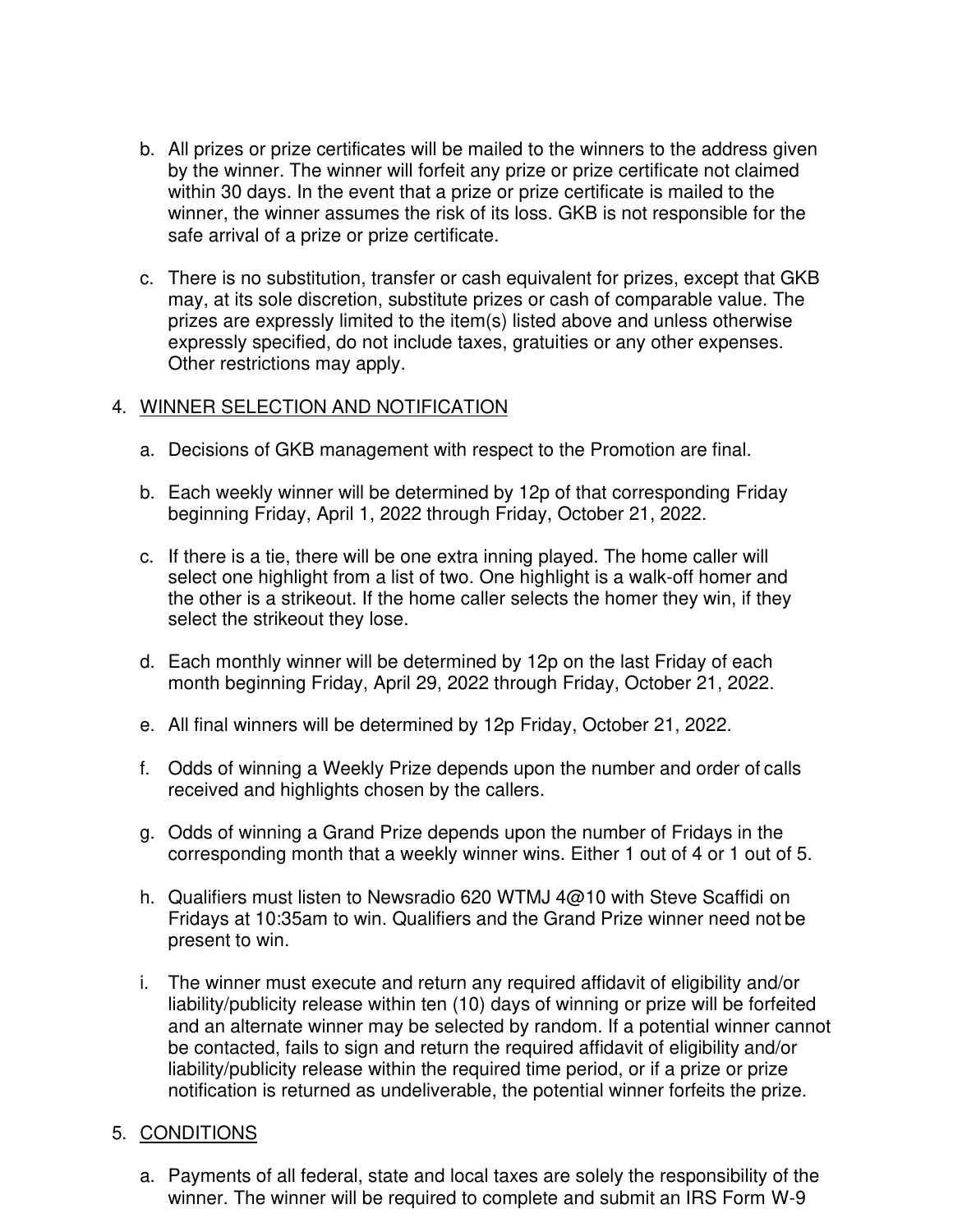b. All prizes or prize certificates will be mailed to the winners to the address given by the winner. The winner will forfeit any prize or prize certificate not claimed within 30 days. In the event that a prize or prize certificate is mailed to the winner, the winner assumes the risk of its loss. GKB is not responsible for the safe arrival of a prize or prize certificate.

c. There is no substitution, transfer or cash equivalent for prizes, except that GKB may, at its sole discretion, substitute prizes or cash of comparable value. The prizes are expressly limited to the item(s) listed above and unless otherwise expressly specified, do not include taxes, gratuities or any other expenses. Other restrictions may apply.

4. <u>WINNER SELECTION AND NOTIFICATION</u>

a. Decisions of GKB management with respect to the Promotion are final.

b. Each weekly winner will be determined by 12p of that corresponding Friday beginning Friday, April 1, 2022 through Friday, October 21, 2022.

c. If there is a tie, there will be one extra inning played. The home caller will select one highlight from a list of two. One highlight is a walk-off homer and the other is a strikeout. If the home caller selects the homer they win, if they select the strikeout they lose.

d. Each monthly winner will be determined by 12p on the last Friday of each month beginning Friday, April 29, 2022 through Friday, October 21, 2022.

e. All final winners will be determined by 12p Friday, October 21, 2022.

f. Odds of winning a Weekly Prize depends upon the number and order of calls received and highlights chosen by the callers.

g. Odds of winning a Grand Prize depends upon the number of Fridays in the corresponding month that a weekly winner wins. Either 1 out of 4 or 1 out of 5.

h. Qualifiers must listen to Newsradio 620 WTMJ 4@10 with Steve Scaffidi on Fridays at 10:35am to win. Qualifiers and the Grand Prize winner need not be present to win.

i. The winner must execute and return any required affidavit of eligibility and/or liability/publicity release within ten (10) days of winning or prize will be forfeited and an alternate winner may be selected by random. If a potential winner cannot be contacted, fails to sign and return the required affidavit of eligibility and/or liability/publicity release within the required time period, or if a prize or prize notification is returned as undeliverable, the potential winner forfeits the prize.

5. <u>CONDITIONS</u>

a. Payments of all federal, state and local taxes are solely the responsibility of the winner. The winner will be required to complete and submit an IRS Form W-9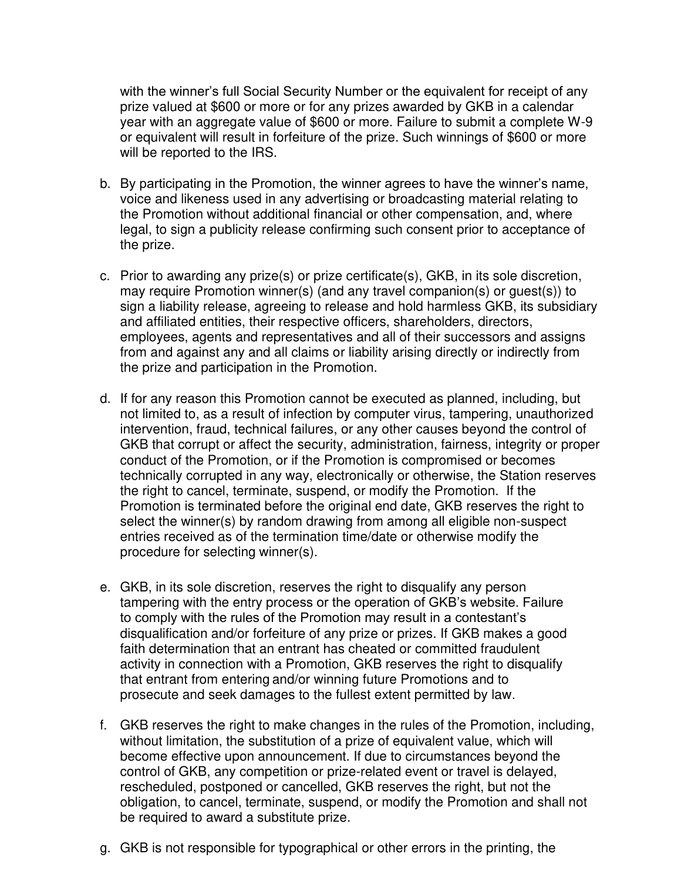with the winner's full Social Security Number or the equivalent for receipt of any prize valued at $600 or more or for any prizes awarded by GKB in a calendar year with an aggregate value of $600 or more. Failure to submit a complete W-9 or equivalent will result in forfeiture of the prize. Such winnings of $600 or more will be reported to the IRS.

b. By participating in the Promotion, the winner agrees to have the winner's name, voice and likeness used in any advertising or broadcasting material relating to the Promotion without additional financial or other compensation, and, where legal, to sign a publicity release confirming such consent prior to acceptance of the prize.

c. Prior to awarding any prize(s) or prize certificate(s), GKB, in its sole discretion, may require Promotion winner(s) (and any travel companion(s) or guest(s)) to sign a liability release, agreeing to release and hold harmless GKB, its subsidiary and affiliated entities, their respective officers, shareholders, directors, employees, agents and representatives and all of their successors and assigns from and against any and all claims or liability arising directly or indirectly from the prize and participation in the Promotion.

d. If for any reason this Promotion cannot be executed as planned, including, but not limited to, as a result of infection by computer virus, tampering, unauthorized intervention, fraud, technical failures, or any other causes beyond the control of GKB that corrupt or affect the security, administration, fairness, integrity or proper conduct of the Promotion, or if the Promotion is compromised or becomes technically corrupted in any way, electronically or otherwise, the Station reserves the right to cancel, terminate, suspend, or modify the Promotion. If the Promotion is terminated before the original end date, GKB reserves the right to select the winner(s) by random drawing from among all eligible non-suspect entries received as of the termination time/date or otherwise modify the procedure for selecting winner(s).

e. GKB, in its sole discretion, reserves the right to disqualify any person tampering with the entry process or the operation of GKB's website. Failure to comply with the rules of the Promotion may result in a contestant's disqualification and/or forfeiture of any prize or prizes. If GKB makes a good faith determination that an entrant has cheated or committed fraudulent activity in connection with a Promotion, GKB reserves the right to disqualify that entrant from entering and/or winning future Promotions and to prosecute and seek damages to the fullest extent permitted by law.

f. GKB reserves the right to make changes in the rules of the Promotion, including, without limitation, the substitution of a prize of equivalent value, which will become effective upon announcement. If due to circumstances beyond the control of GKB, any competition or prize-related event or travel is delayed, rescheduled, postponed or cancelled, GKB reserves the right, but not the obligation, to cancel, terminate, suspend, or modify the Promotion and shall not be required to award a substitute prize.

g. GKB is not responsible for typographical or other errors in the printing, the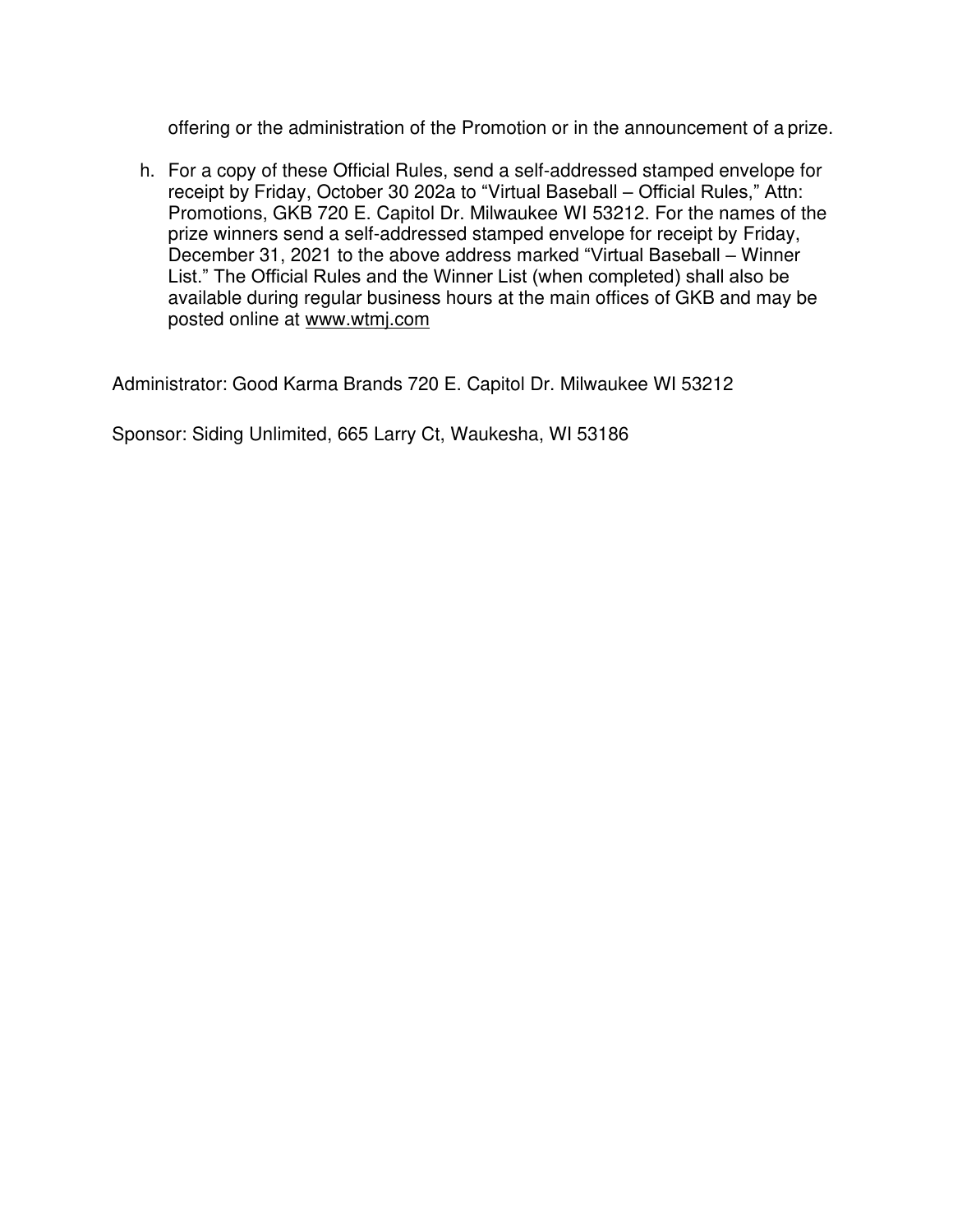offering or the administration of the Promotion or in the announcement of a prize.

h. For a copy of these Official Rules, send a self-addressed stamped envelope for receipt by Friday, October 30 202a to "Virtual Baseball – Official Rules," Attn: Promotions, GKB 720 E. Capitol Dr. Milwaukee WI 53212. For the names of the prize winners send a self-addressed stamped envelope for receipt by Friday, December 31, 2021 to the above address marked "Virtual Baseball – Winner List." The Official Rules and the Winner List (when completed) shall also be available during regular business hours at the main offices of GKB and may be posted online at www.wtmj.com

Administrator: Good Karma Brands 720 E. Capitol Dr. Milwaukee WI 53212

Sponsor: Siding Unlimited, 665 Larry Ct, Waukesha, WI 53186